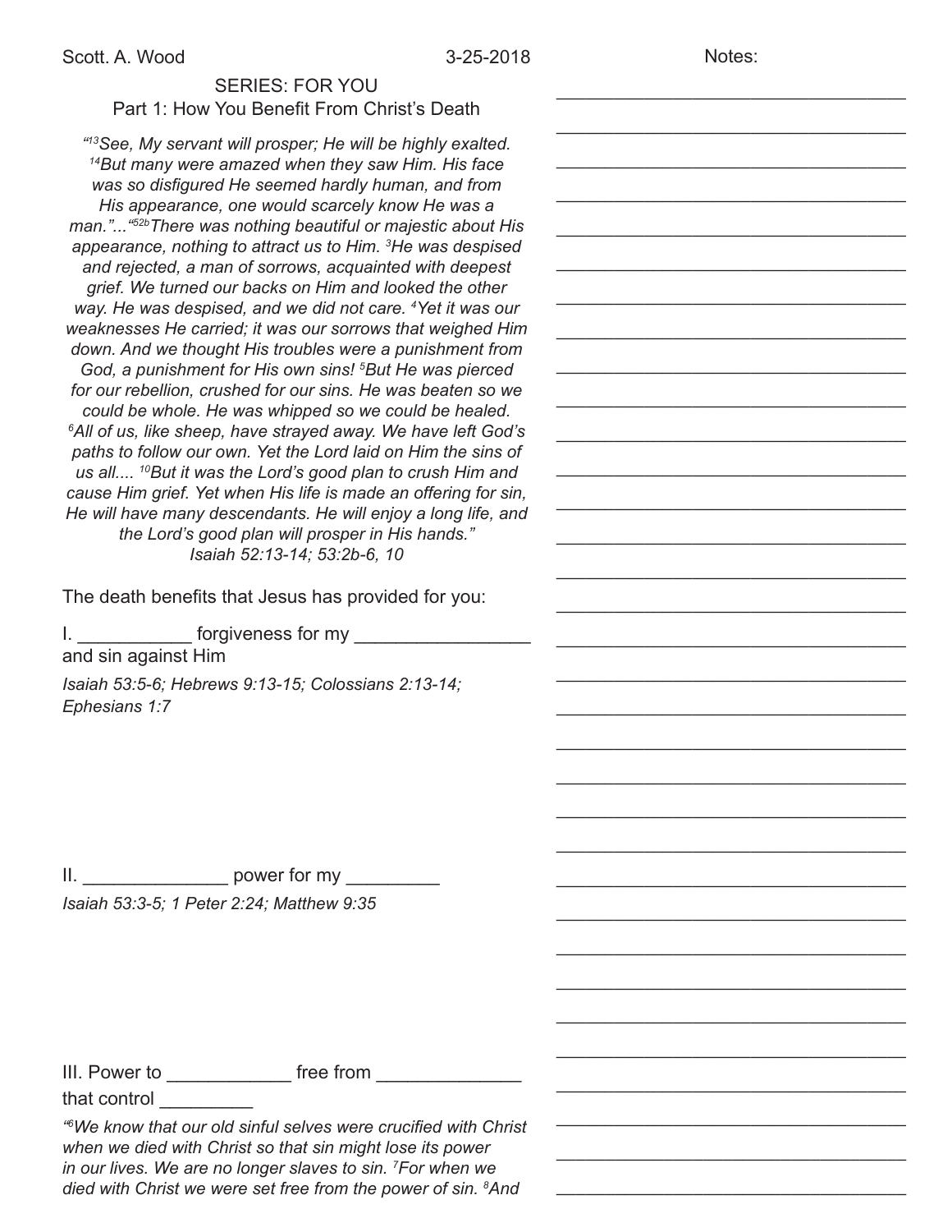Scott. A. Wood　　　　3-25-2018　　　　Notes:

## SERIES: FOR YOU
### Part 1: How You Benefit From Christ's Death

*"[13]See, My servant will prosper; He will be highly exalted. [14]But many were amazed when they saw Him. His face was so disfigured He seemed hardly human, and from His appearance, one would scarcely know He was a man."..."[52b]There was nothing beautiful or majestic about His appearance, nothing to attract us to Him. [3]He was despised and rejected, a man of sorrows, acquainted with deepest grief. We turned our backs on Him and looked the other way. He was despised, and we did not care. [4]Yet it was our weaknesses He carried; it was our sorrows that weighed Him down. And we thought His troubles were a punishment from God, a punishment for His own sins! [5]But He was pierced for our rebellion, crushed for our sins. He was beaten so we could be whole. He was whipped so we could be healed. [6]All of us, like sheep, have strayed away. We have left God's paths to follow our own. Yet the Lord laid on Him the sins of us all.... [10]But it was the Lord's good plan to crush Him and cause Him grief. Yet when His life is made an offering for sin, He will have many descendants. He will enjoy a long life, and the Lord's good plan will prosper in His hands."*
*Isaiah 52:13-14; 53:2b-6, 10*

The death benefits that Jesus has provided for you:

I. ___________ forgiveness for my _________________ and sin against Him

*Isaiah 53:5-6; Hebrews 9:13-15; Colossians 2:13-14; Ephesians 1:7*

II. ______________ power for my _________

*Isaiah 53:3-5; 1 Peter 2:24; Matthew 9:35*

III. Power to ____________ free from ______________ that control _________

*"[6]We know that our old sinful selves were crucified with Christ when we died with Christ so that sin might lose its power in our lives. We are no longer slaves to sin. [7]For when we died with Christ we were set free from the power of sin. [8]And*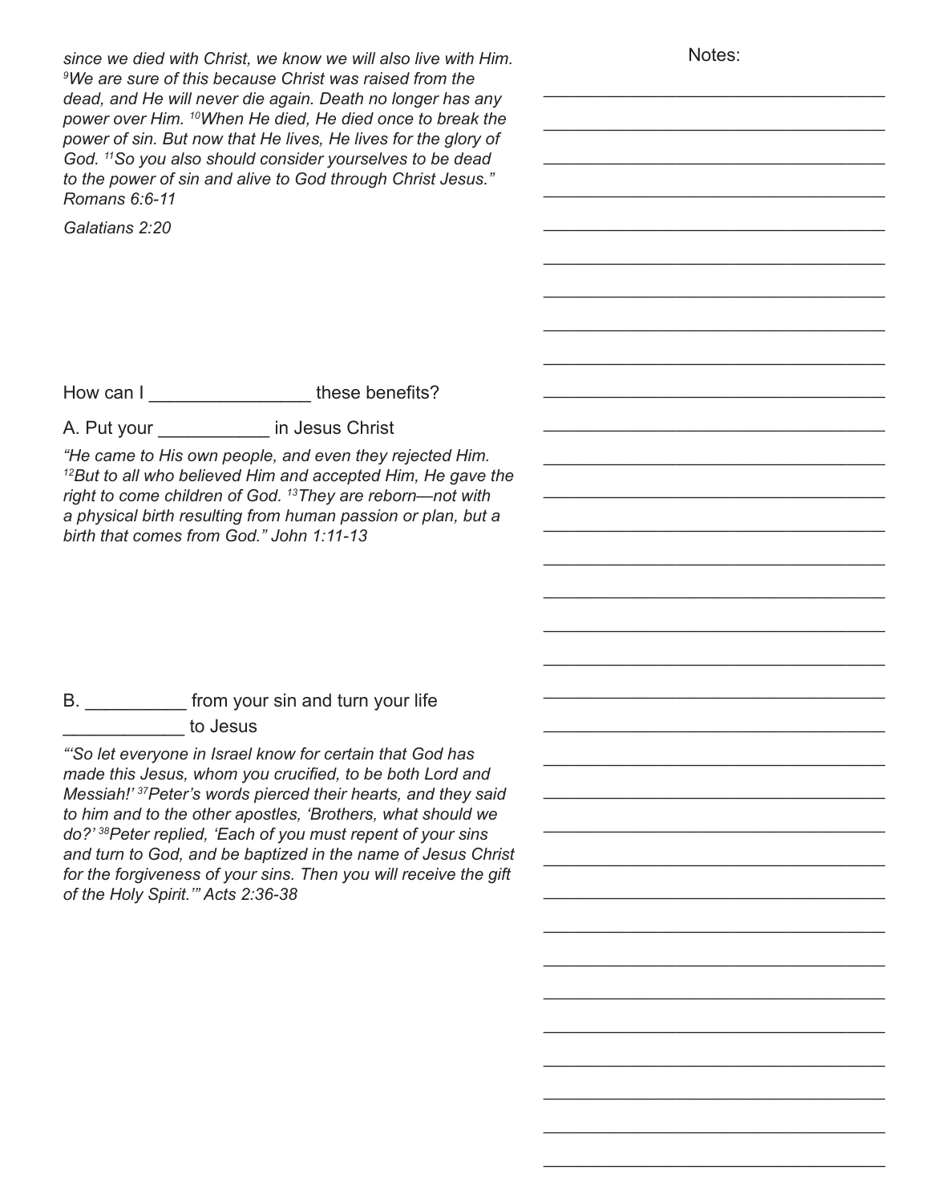*since we died with Christ, we know we will also live with Him. [9]We are sure of this because Christ was raised from the dead, and He will never die again. Death no longer has any power over Him. [10]When He died, He died once to break the power of sin. But now that He lives, He lives for the glory of God. [11]So you also should consider yourselves to be dead to the power of sin and alive to God through Christ Jesus." Romans 6:6-11*

*Galatians 2:20*

How can I ________________ these benefits?

A. Put your ___________ in Jesus Christ

*"He came to His own people, and even they rejected Him. [12]But to all who believed Him and accepted Him, He gave the right to come children of God. [13]They are reborn—not with a physical birth resulting from human passion or plan, but a birth that comes from God." John 1:11-13*

B. __________ from your sin and turn your life ____________ to Jesus

*"'So let everyone in Israel know for certain that God has made this Jesus, whom you crucified, to be both Lord and Messiah!' [37]Peter's words pierced their hearts, and they said to him and to the other apostles, 'Brothers, what should we do?' [38]Peter replied, 'Each of you must repent of your sins and turn to God, and be baptized in the name of Jesus Christ for the forgiveness of your sins. Then you will receive the gift of the Holy Spirit.'" Acts 2:36-38*

Notes:

___________________________________

___________________________________

___________________________________

___________________________________

___________________________________

___________________________________

___________________________________

___________________________________

___________________________________

___________________________________

___________________________________

___________________________________

___________________________________

___________________________________

___________________________________

___________________________________

___________________________________

___________________________________

___________________________________

___________________________________

___________________________________

___________________________________

___________________________________

___________________________________

___________________________________

___________________________________

___________________________________

___________________________________

___________________________________

___________________________________

___________________________________

___________________________________

___________________________________

___________________________________